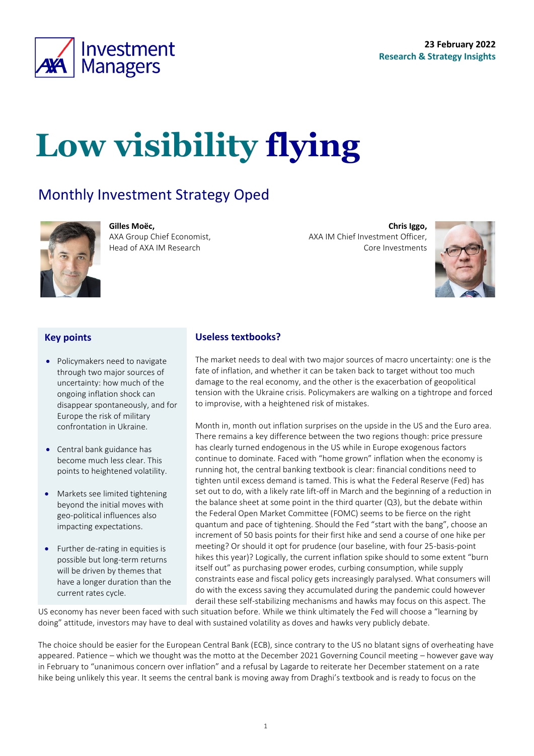23 February 2022
Research & Strategy Insights

# Low visibility flying

## Monthly Investment Strategy Oped

**Gilles Moëc,**
AXA Group Chief Economist,
Head of AXA IM Research

**Chris Iggo,**
AXA IM Chief Investment Officer,
Core Investments

### Key points

- Policymakers need to navigate through two major sources of uncertainty: how much of the ongoing inflation shock can disappear spontaneously, and for Europe the risk of military confrontation in Ukraine.
- Central bank guidance has become much less clear. This points to heightened volatility.
- Markets see limited tightening beyond the initial moves with geo-political influences also impacting expectations.
- Further de-rating in equities is possible but long-term returns will be driven by themes that have a longer duration than the current rates cycle.

### Useless textbooks?

The market needs to deal with two major sources of macro uncertainty: one is the fate of inflation, and whether it can be taken back to target without too much damage to the real economy, and the other is the exacerbation of geopolitical tension with the Ukraine crisis. Policymakers are walking on a tightrope and forced to improvise, with a heightened risk of mistakes.

Month in, month out inflation surprises on the upside in the US and the Euro area. There remains a key difference between the two regions though: price pressure has clearly turned endogenous in the US while in Europe exogenous factors continue to dominate. Faced with "home grown" inflation when the economy is running hot, the central banking textbook is clear: financial conditions need to tighten until excess demand is tamed. This is what the Federal Reserve (Fed) has set out to do, with a likely rate lift-off in March and the beginning of a reduction in the balance sheet at some point in the third quarter (Q3), but the debate within the Federal Open Market Committee (FOMC) seems to be fierce on the right quantum and pace of tightening. Should the Fed "start with the bang", choose an increment of 50 basis points for their first hike and send a course of one hike per meeting? Or should it opt for prudence (our baseline, with four 25-basis-point hikes this year)? Logically, the current inflation spike should to some extent "burn itself out" as purchasing power erodes, curbing consumption, while supply constraints ease and fiscal policy gets increasingly paralysed. What consumers will do with the excess saving they accumulated during the pandemic could however derail these self-stabilizing mechanisms and hawks may focus on this aspect. The US economy has never been faced with such situation before. While we think ultimately the Fed will choose a "learning by doing" attitude, investors may have to deal with sustained volatility as doves and hawks very publicly debate.

The choice should be easier for the European Central Bank (ECB), since contrary to the US no blatant signs of overheating have appeared. Patience – which we thought was the motto at the December 2021 Governing Council meeting – however gave way in February to "unanimous concern over inflation" and a refusal by Lagarde to reiterate her December statement on a rate hike being unlikely this year. It seems the central bank is moving away from Draghi's textbook and is ready to focus on the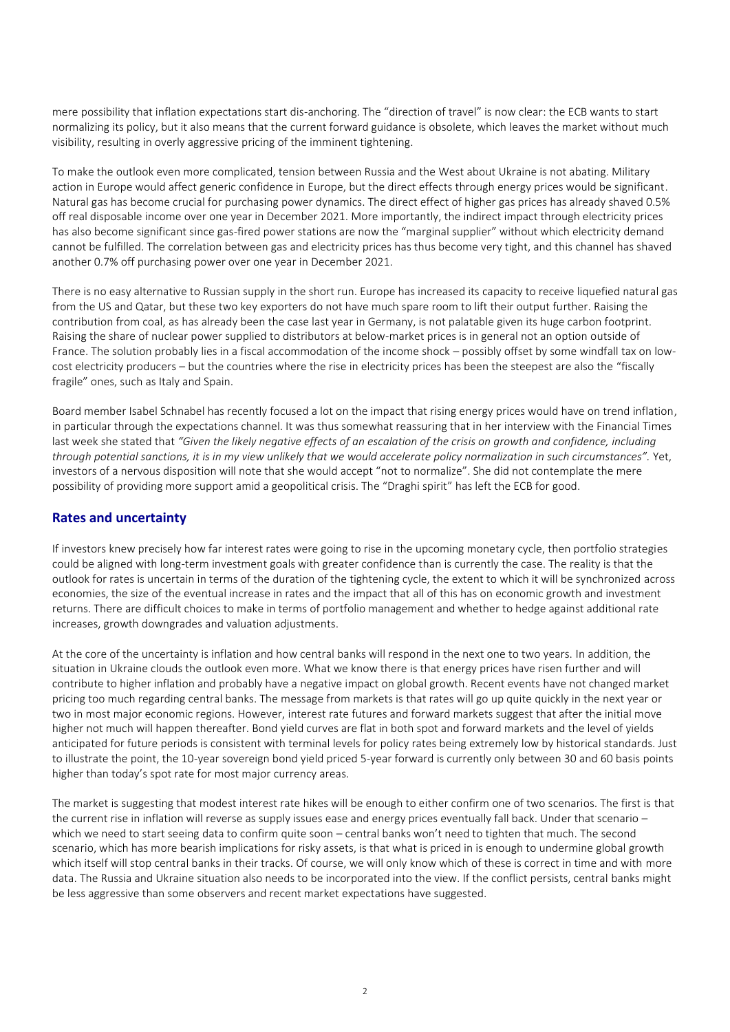mere possibility that inflation expectations start dis-anchoring. The "direction of travel" is now clear: the ECB wants to start normalizing its policy, but it also means that the current forward guidance is obsolete, which leaves the market without much visibility, resulting in overly aggressive pricing of the imminent tightening.

To make the outlook even more complicated, tension between Russia and the West about Ukraine is not abating. Military action in Europe would affect generic confidence in Europe, but the direct effects through energy prices would be significant. Natural gas has become crucial for purchasing power dynamics. The direct effect of higher gas prices has already shaved 0.5% off real disposable income over one year in December 2021. More importantly, the indirect impact through electricity prices has also become significant since gas-fired power stations are now the "marginal supplier" without which electricity demand cannot be fulfilled. The correlation between gas and electricity prices has thus become very tight, and this channel has shaved another 0.7% off purchasing power over one year in December 2021.

There is no easy alternative to Russian supply in the short run. Europe has increased its capacity to receive liquefied natural gas from the US and Qatar, but these two key exporters do not have much spare room to lift their output further. Raising the contribution from coal, as has already been the case last year in Germany, is not palatable given its huge carbon footprint. Raising the share of nuclear power supplied to distributors at below-market prices is in general not an option outside of France. The solution probably lies in a fiscal accommodation of the income shock – possibly offset by some windfall tax on low-cost electricity producers – but the countries where the rise in electricity prices has been the steepest are also the "fiscally fragile" ones, such as Italy and Spain.

Board member Isabel Schnabel has recently focused a lot on the impact that rising energy prices would have on trend inflation, in particular through the expectations channel. It was thus somewhat reassuring that in her interview with the Financial Times last week she stated that *"Given the likely negative effects of an escalation of the crisis on growth and confidence, including through potential sanctions, it is in my view unlikely that we would accelerate policy normalization in such circumstances".* Yet, investors of a nervous disposition will note that she would accept "not to normalize". She did not contemplate the mere possibility of providing more support amid a geopolitical crisis. The "Draghi spirit" has left the ECB for good.

## Rates and uncertainty

If investors knew precisely how far interest rates were going to rise in the upcoming monetary cycle, then portfolio strategies could be aligned with long-term investment goals with greater confidence than is currently the case. The reality is that the outlook for rates is uncertain in terms of the duration of the tightening cycle, the extent to which it will be synchronized across economies, the size of the eventual increase in rates and the impact that all of this has on economic growth and investment returns. There are difficult choices to make in terms of portfolio management and whether to hedge against additional rate increases, growth downgrades and valuation adjustments.

At the core of the uncertainty is inflation and how central banks will respond in the next one to two years. In addition, the situation in Ukraine clouds the outlook even more. What we know there is that energy prices have risen further and will contribute to higher inflation and probably have a negative impact on global growth. Recent events have not changed market pricing too much regarding central banks. The message from markets is that rates will go up quite quickly in the next year or two in most major economic regions. However, interest rate futures and forward markets suggest that after the initial move higher not much will happen thereafter. Bond yield curves are flat in both spot and forward markets and the level of yields anticipated for future periods is consistent with terminal levels for policy rates being extremely low by historical standards. Just to illustrate the point, the 10-year sovereign bond yield priced 5-year forward is currently only between 30 and 60 basis points higher than today's spot rate for most major currency areas.

The market is suggesting that modest interest rate hikes will be enough to either confirm one of two scenarios. The first is that the current rise in inflation will reverse as supply issues ease and energy prices eventually fall back. Under that scenario – which we need to start seeing data to confirm quite soon – central banks won't need to tighten that much. The second scenario, which has more bearish implications for risky assets, is that what is priced in is enough to undermine global growth which itself will stop central banks in their tracks. Of course, we will only know which of these is correct in time and with more data. The Russia and Ukraine situation also needs to be incorporated into the view. If the conflict persists, central banks might be less aggressive than some observers and recent market expectations have suggested.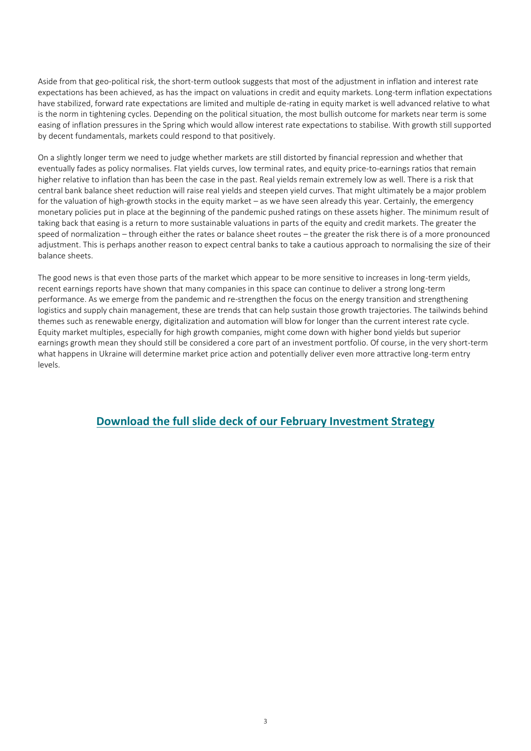Aside from that geo-political risk, the short-term outlook suggests that most of the adjustment in inflation and interest rate expectations has been achieved, as has the impact on valuations in credit and equity markets. Long-term inflation expectations have stabilized, forward rate expectations are limited and multiple de-rating in equity market is well advanced relative to what is the norm in tightening cycles. Depending on the political situation, the most bullish outcome for markets near term is some easing of inflation pressures in the Spring which would allow interest rate expectations to stabilise. With growth still supported by decent fundamentals, markets could respond to that positively.

On a slightly longer term we need to judge whether markets are still distorted by financial repression and whether that eventually fades as policy normalises. Flat yields curves, low terminal rates, and equity price-to-earnings ratios that remain higher relative to inflation than has been the case in the past. Real yields remain extremely low as well. There is a risk that central bank balance sheet reduction will raise real yields and steepen yield curves. That might ultimately be a major problem for the valuation of high-growth stocks in the equity market – as we have seen already this year. Certainly, the emergency monetary policies put in place at the beginning of the pandemic pushed ratings on these assets higher. The minimum result of taking back that easing is a return to more sustainable valuations in parts of the equity and credit markets. The greater the speed of normalization – through either the rates or balance sheet routes – the greater the risk there is of a more pronounced adjustment. This is perhaps another reason to expect central banks to take a cautious approach to normalising the size of their balance sheets.

The good news is that even those parts of the market which appear to be more sensitive to increases in long-term yields, recent earnings reports have shown that many companies in this space can continue to deliver a strong long-term performance. As we emerge from the pandemic and re-strengthen the focus on the energy transition and strengthening logistics and supply chain management, these are trends that can help sustain those growth trajectories. The tailwinds behind themes such as renewable energy, digitalization and automation will blow for longer than the current interest rate cycle. Equity market multiples, especially for high growth companies, might come down with higher bond yields but superior earnings growth mean they should still be considered a core part of an investment portfolio. Of course, in the very short-term what happens in Ukraine will determine market price action and potentially deliver even more attractive long-term entry levels.

**Download the full slide deck of our February Investment Strategy**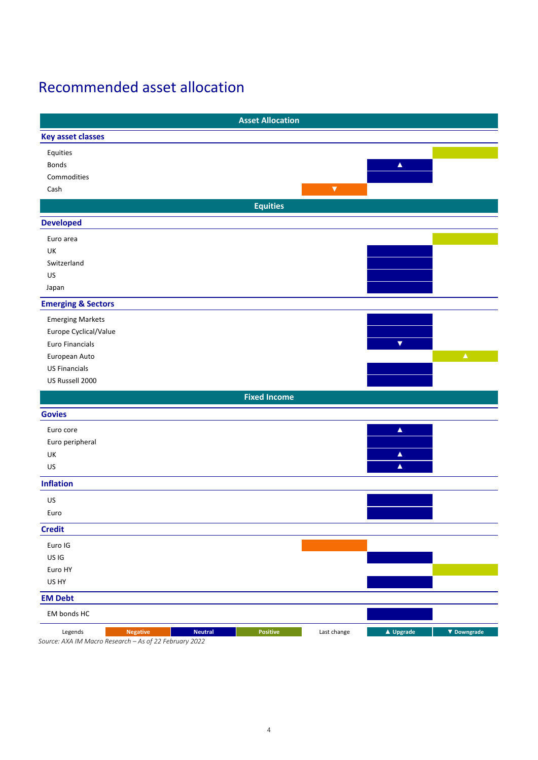# Recommended asset allocation

| Asset Allocation | Negative | Neutral | Positive |
|---|---|---|---|
| **Key asset classes** | | | |
| Equities | | | ■ |
| Bonds | | ▲ | |
| Commodities | | ■ | |
| Cash | ▼ | | |
| **Equities** | | | |
| **Developed** | | | |
| Euro area | | | ■ |
| UK | | ■ | |
| Switzerland | | ■ | |
| US | | ■ | |
| Japan | | ■ | |
| **Emerging & Sectors** | | | |
| Emerging Markets | | ■ | |
| Europe Cyclical/Value | | ■ | |
| Euro Financials | | ▼ | |
| European Auto | | | ▲ |
| US Financials | | ■ | |
| US Russell 2000 | | ■ | |
| **Fixed Income** | | | |
| **Govies** | | | |
| Euro core | | ▲ | |
| Euro peripheral | | ■ | |
| UK | | ▲ | |
| US | | ▲ | |
| **Inflation** | | | |
| US | | ■ | |
| Euro | | ■ | |
| **Credit** | | | |
| Euro IG | ■ | | |
| US IG | | ■ | |
| Euro HY | | | ■ |
| US HY | | ■ | |
| **EM Debt** | | | |
| EM bonds HC | | ■ | |

Legends: Negative | Neutral | Positive — Last change: ▲ Upgrade | ▼ Downgrade

*Source: AXA IM Macro Research – As of 22 February 2022*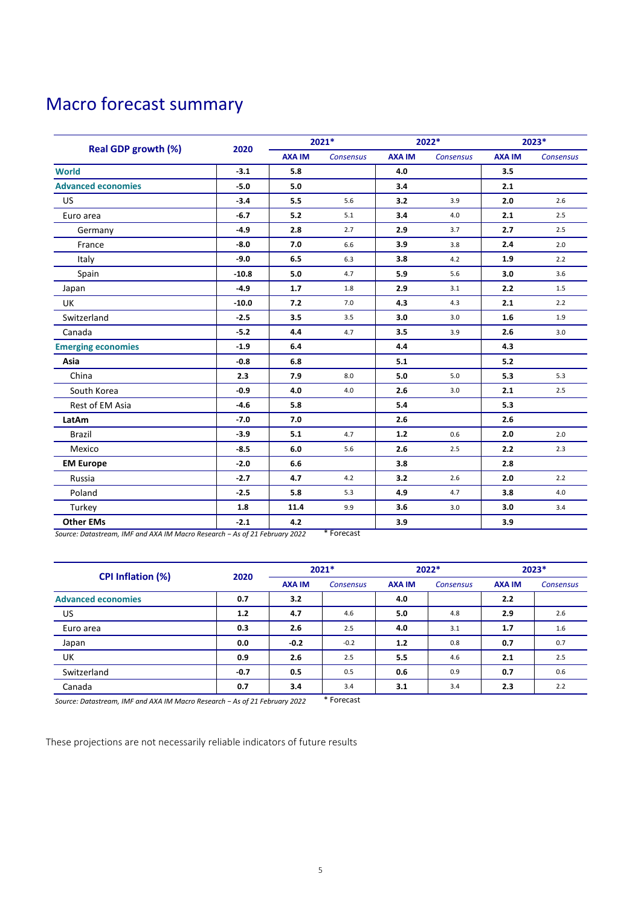# Macro forecast summary

| Real GDP growth (%) | 2020 | 2021* | | 2022* | | 2023* | |
|---|---|---|---|---|---|---|---|
| | | AXA IM | Consensus | AXA IM | Consensus | AXA IM | Consensus |
| **World** | **-3.1** | **5.8** | | **4.0** | | **3.5** | |
| **Advanced economies** | **-5.0** | **5.0** | | **3.4** | | **2.1** | |
| US | **-3.4** | **5.5** | 5.6 | **3.2** | 3.9 | **2.0** | 2.6 |
| Euro area | **-6.7** | **5.2** | 5.1 | **3.4** | 4.0 | **2.1** | 2.5 |
| Germany | **-4.9** | **2.8** | 2.7 | **2.9** | 3.7 | **2.7** | 2.5 |
| France | **-8.0** | **7.0** | 6.6 | **3.9** | 3.8 | **2.4** | 2.0 |
| Italy | **-9.0** | **6.5** | 6.3 | **3.8** | 4.2 | **1.9** | 2.2 |
| Spain | **-10.8** | **5.0** | 4.7 | **5.9** | 5.6 | **3.0** | 3.6 |
| Japan | **-4.9** | **1.7** | 1.8 | **2.9** | 3.1 | **2.2** | 1.5 |
| UK | **-10.0** | **7.2** | 7.0 | **4.3** | 4.3 | **2.1** | 2.2 |
| Switzerland | **-2.5** | **3.5** | 3.5 | **3.0** | 3.0 | **1.6** | 1.9 |
| Canada | **-5.2** | **4.4** | 4.7 | **3.5** | 3.9 | **2.6** | 3.0 |
| **Emerging economies** | **-1.9** | **6.4** | | **4.4** | | **4.3** | |
| **Asia** | **-0.8** | **6.8** | | **5.1** | | **5.2** | |
| China | **2.3** | **7.9** | 8.0 | **5.0** | 5.0 | **5.3** | 5.3 |
| South Korea | **-0.9** | **4.0** | 4.0 | **2.6** | 3.0 | **2.1** | 2.5 |
| Rest of EM Asia | **-4.6** | **5.8** | | **5.4** | | **5.3** | |
| **LatAm** | **-7.0** | **7.0** | | **2.6** | | **2.6** | |
| Brazil | **-3.9** | **5.1** | 4.7 | **1.2** | 0.6 | **2.0** | 2.0 |
| Mexico | **-8.5** | **6.0** | 5.6 | **2.6** | 2.5 | **2.2** | 2.3 |
| **EM Europe** | **-2.0** | **6.6** | | **3.8** | | **2.8** | |
| Russia | **-2.7** | **4.7** | 4.2 | **3.2** | 2.6 | **2.0** | 2.2 |
| Poland | **-2.5** | **5.8** | 5.3 | **4.9** | 4.7 | **3.8** | 4.0 |
| Turkey | **1.8** | **11.4** | 9.9 | **3.6** | 3.0 | **3.0** | 3.4 |
| **Other EMs** | **-2.1** | **4.2** | | **3.9** | | **3.9** | |

*Source: Datastream, IMF and AXA IM Macro Research – As of 21 February 2022* * Forecast

| CPI Inflation (%) | 2020 | 2021* | | 2022* | | 2023* | |
|---|---|---|---|---|---|---|---|
| | | AXA IM | Consensus | AXA IM | Consensus | AXA IM | Consensus |
| **Advanced economies** | **0.7** | **3.2** | | **4.0** | | **2.2** | |
| US | **1.2** | **4.7** | 4.6 | **5.0** | 4.8 | **2.9** | 2.6 |
| Euro area | **0.3** | **2.6** | 2.5 | **4.0** | 3.1 | **1.7** | 1.6 |
| Japan | **0.0** | **-0.2** | -0.2 | **1.2** | 0.8 | **0.7** | 0.7 |
| UK | **0.9** | **2.6** | 2.5 | **5.5** | 4.6 | **2.1** | 2.5 |
| Switzerland | **-0.7** | **0.5** | 0.5 | **0.6** | 0.9 | **0.7** | 0.6 |
| Canada | **0.7** | **3.4** | 3.4 | **3.1** | 3.4 | **2.3** | 2.2 |

*Source: Datastream, IMF and AXA IM Macro Research – As of 21 February 2022* * Forecast

These projections are not necessarily reliable indicators of future results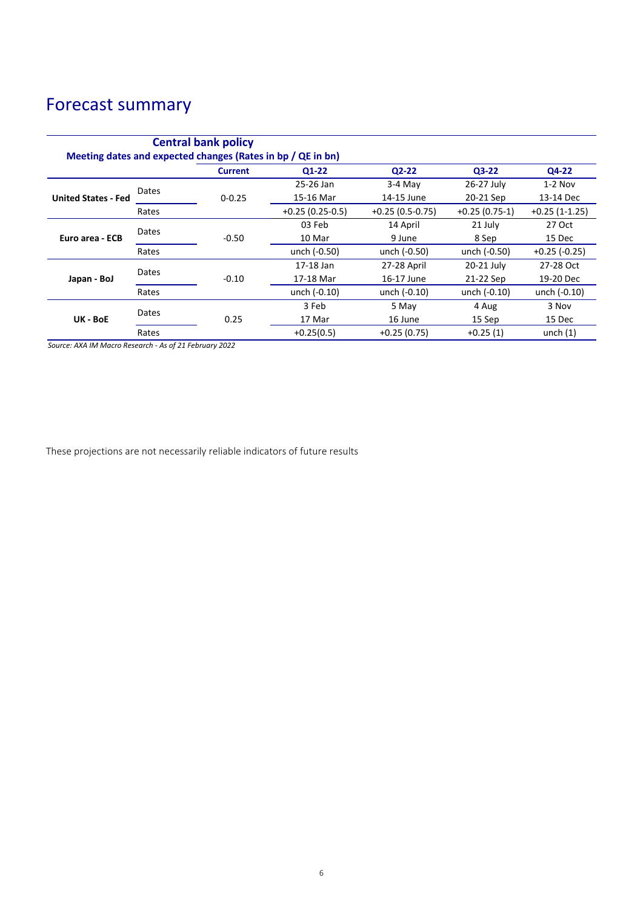# Forecast summary

**Central bank policy**

**Meeting dates and expected changes (Rates in bp / QE in bn)**

| | | Current | Q1-22 | Q2-22 | Q3-22 | Q4-22 |
|---|---|---|---|---|---|---|
| **United States - Fed** | Dates | 0-0.25 | 25-26 Jan<br>15-16 Mar | 3-4 May<br>14-15 June | 26-27 July<br>20-21 Sep | 1-2 Nov<br>13-14 Dec |
| | Rates | | +0.25 (0.25-0.5) | +0.25 (0.5-0.75) | +0.25 (0.75-1) | +0.25 (1-1.25) |
| **Euro area - ECB** | Dates | -0.50 | 03 Feb<br>10 Mar | 14 April<br>9 June | 21 July<br>8 Sep | 27 Oct<br>15 Dec |
| | Rates | | unch (-0.50) | unch (-0.50) | unch (-0.50) | +0.25 (-0.25) |
| **Japan - BoJ** | Dates | -0.10 | 17-18 Jan<br>17-18 Mar | 27-28 April<br>16-17 June | 20-21 July<br>21-22 Sep | 27-28 Oct<br>19-20 Dec |
| | Rates | | unch (-0.10) | unch (-0.10) | unch (-0.10) | unch (-0.10) |
| **UK - BoE** | Dates | 0.25 | 3 Feb<br>17 Mar | 5 May<br>16 June | 4 Aug<br>15 Sep | 3 Nov<br>15 Dec |
| | Rates | | +0.25(0.5) | +0.25 (0.75) | +0.25 (1) | unch (1) |

*Source: AXA IM Macro Research - As of 21 February 2022*

These projections are not necessarily reliable indicators of future results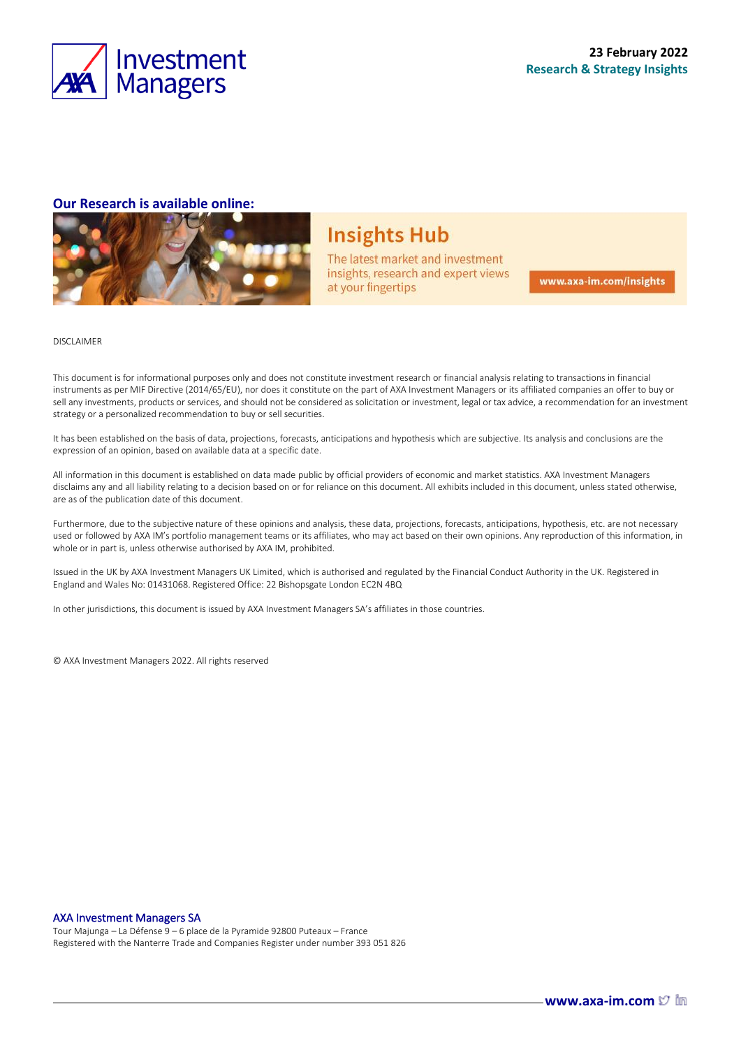23 February 2022
Research & Strategy Insights

## Our Research is available online:

**Insights Hub**

The latest market and investment insights, research and expert views at your fingertips

www.axa-im.com/insights

DISCLAIMER

This document is for informational purposes only and does not constitute investment research or financial analysis relating to transactions in financial instruments as per MIF Directive (2014/65/EU), nor does it constitute on the part of AXA Investment Managers or its affiliated companies an offer to buy or sell any investments, products or services, and should not be considered as solicitation or investment, legal or tax advice, a recommendation for an investment strategy or a personalized recommendation to buy or sell securities.

It has been established on the basis of data, projections, forecasts, anticipations and hypothesis which are subjective. Its analysis and conclusions are the expression of an opinion, based on available data at a specific date.

All information in this document is established on data made public by official providers of economic and market statistics. AXA Investment Managers disclaims any and all liability relating to a decision based on or for reliance on this document. All exhibits included in this document, unless stated otherwise, are as of the publication date of this document.

Furthermore, due to the subjective nature of these opinions and analysis, these data, projections, forecasts, anticipations, hypothesis, etc. are not necessary used or followed by AXA IM's portfolio management teams or its affiliates, who may act based on their own opinions. Any reproduction of this information, in whole or in part is, unless otherwise authorised by AXA IM, prohibited.

Issued in the UK by AXA Investment Managers UK Limited, which is authorised and regulated by the Financial Conduct Authority in the UK. Registered in England and Wales No: 01431068. Registered Office: 22 Bishopsgate London EC2N 4BQ

In other jurisdictions, this document is issued by AXA Investment Managers SA's affiliates in those countries.

© AXA Investment Managers 2022. All rights reserved

**AXA Investment Managers SA**
Tour Majunga – La Défense 9 – 6 place de la Pyramide 92800 Puteaux – France
Registered with the Nanterre Trade and Companies Register under number 393 051 826

www.axa-im.com